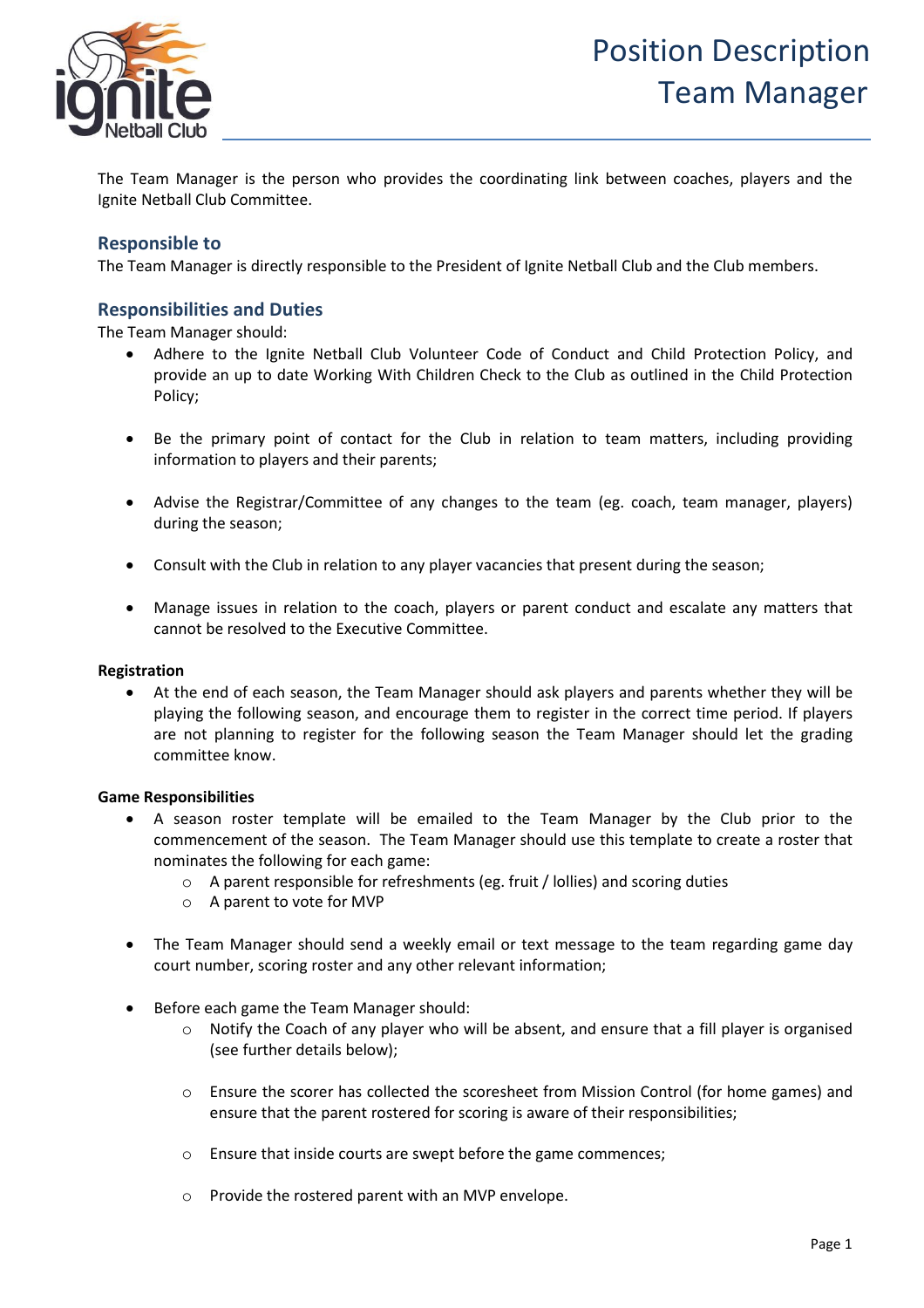# Position Description Team Manager

The Team Manager is the person who provides the coordinating link between coaches, players and the Ignite Netball Club Committee.

## Responsible to

The Team Manager is directly responsible to the President of Ignite Netball Club and the Club members.

## Responsibilities and Duties

The Team Manager should:

- Adhere to the Ignite Netball Club Volunteer Code of Conduct and Child Protection Policy, and provide an up to date Working With Children Check to the Club as outlined in the Child Protection Policy;
- Be the primary point of contact for the Club in relation to team matters, including providing information to players and their parents;
- Advise the Registrar/Committee of any changes to the team (eg. coach, team manager, players) during the season;
- Consult with the Club in relation to any player vacancies that present during the season;
- Manage issues in relation to the coach, players or parent conduct and escalate any matters that cannot be resolved to the Executive Committee.

**Registration**

- At the end of each season, the Team Manager should ask players and parents whether they will be playing the following season, and encourage them to register in the correct time period. If players are not planning to register for the following season the Team Manager should let the grading committee know.

**Game Responsibilities**

- A season roster template will be emailed to the Team Manager by the Club prior to the commencement of the season. The Team Manager should use this template to create a roster that nominates the following for each game:
    - A parent responsible for refreshments (eg. fruit / lollies) and scoring duties
    - A parent to vote for MVP
- The Team Manager should send a weekly email or text message to the team regarding game day court number, scoring roster and any other relevant information;
- Before each game the Team Manager should:
    - Notify the Coach of any player who will be absent, and ensure that a fill player is organised (see further details below);
    - Ensure the scorer has collected the scoresheet from Mission Control (for home games) and ensure that the parent rostered for scoring is aware of their responsibilities;
    - Ensure that inside courts are swept before the game commences;
    - Provide the rostered parent with an MVP envelope.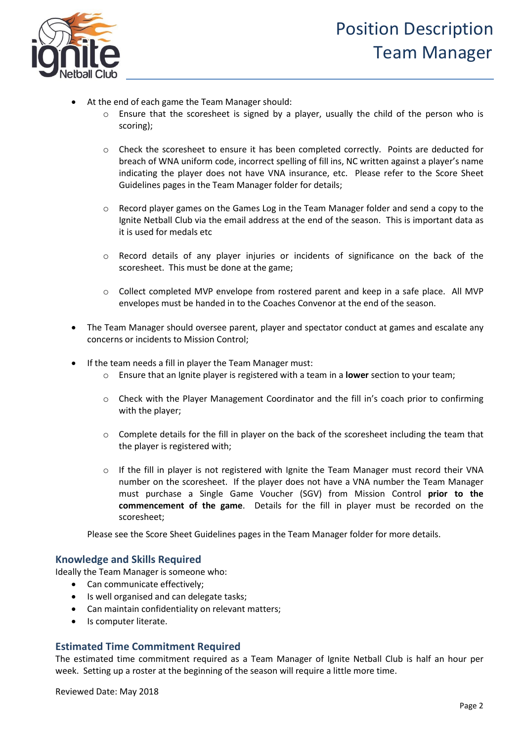- At the end of each game the Team Manager should:
  - Ensure that the scoresheet is signed by a player, usually the child of the person who is scoring);
  - Check the scoresheet to ensure it has been completed correctly. Points are deducted for breach of WNA uniform code, incorrect spelling of fill ins, NC written against a player's name indicating the player does not have VNA insurance, etc. Please refer to the Score Sheet Guidelines pages in the Team Manager folder for details;
  - Record player games on the Games Log in the Team Manager folder and send a copy to the Ignite Netball Club via the email address at the end of the season. This is important data as it is used for medals etc
  - Record details of any player injuries or incidents of significance on the back of the scoresheet. This must be done at the game;
  - Collect completed MVP envelope from rostered parent and keep in a safe place. All MVP envelopes must be handed in to the Coaches Convenor at the end of the season.
- The Team Manager should oversee parent, player and spectator conduct at games and escalate any concerns or incidents to Mission Control;
- If the team needs a fill in player the Team Manager must:
  - Ensure that an Ignite player is registered with a team in a **lower** section to your team;
  - Check with the Player Management Coordinator and the fill in's coach prior to confirming with the player;
  - Complete details for the fill in player on the back of the scoresheet including the team that the player is registered with;
  - If the fill in player is not registered with Ignite the Team Manager must record their VNA number on the scoresheet. If the player does not have a VNA number the Team Manager must purchase a Single Game Voucher (SGV) from Mission Control **prior to the commencement of the game**. Details for the fill in player must be recorded on the scoresheet;

  Please see the Score Sheet Guidelines pages in the Team Manager folder for more details.

## Knowledge and Skills Required

Ideally the Team Manager is someone who:

- Can communicate effectively;
- Is well organised and can delegate tasks;
- Can maintain confidentiality on relevant matters;
- Is computer literate.

## Estimated Time Commitment Required

The estimated time commitment required as a Team Manager of Ignite Netball Club is half an hour per week. Setting up a roster at the beginning of the season will require a little more time.

Reviewed Date: May 2018